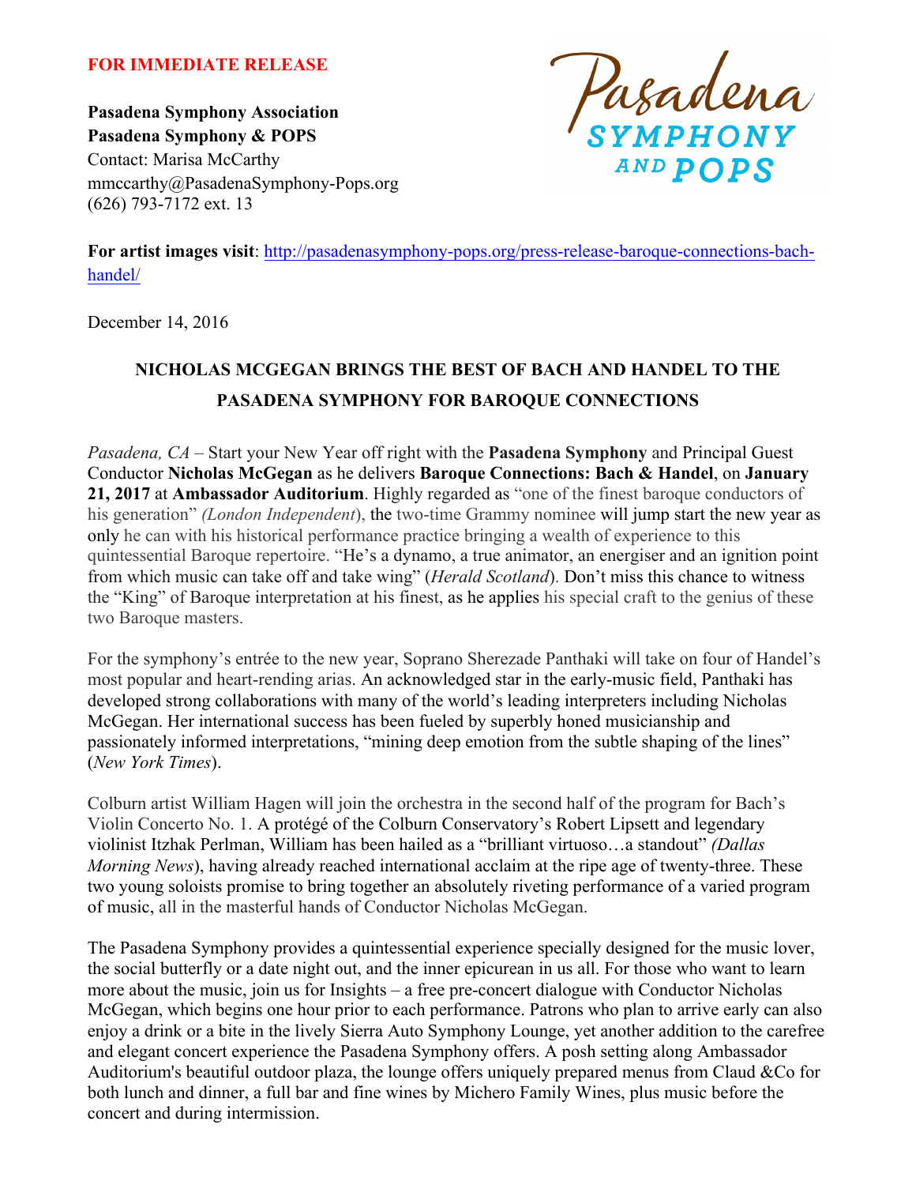**FOR IMMEDIATE RELEASE**

**Pasadena Symphony Association**
**Pasadena Symphony & POPS**
Contact: Marisa McCarthy
mmccarthy@PasadenaSymphony-Pops.org
(626) 793-7172 ext. 13

Pasadena SYMPHONY AND POPS

**For artist images visit**: [http://pasadenasymphony-pops.org/press-release-baroque-connections-bach-handel/](http://pasadenasymphony-pops.org/press-release-baroque-connections-bach-handel/)

December 14, 2016

## NICHOLAS MCGEGAN BRINGS THE BEST OF BACH AND HANDEL TO THE PASADENA SYMPHONY FOR BAROQUE CONNECTIONS

*Pasadena, CA* – Start your New Year off right with the **Pasadena Symphony** and Principal Guest Conductor **Nicholas McGegan** as he delivers **Baroque Connections: Bach & Handel**, on **January 21, 2017** at **Ambassador Auditorium**. Highly regarded as "one of the finest baroque conductors of his generation" *(London Independent*), the two-time Grammy nominee will jump start the new year as only he can with his historical performance practice bringing a wealth of experience to this quintessential Baroque repertoire. "He's a dynamo, a true animator, an energiser and an ignition point from which music can take off and take wing" (*Herald Scotland*). Don't miss this chance to witness the "King" of Baroque interpretation at his finest, as he applies his special craft to the genius of these two Baroque masters.

For the symphony's entrée to the new year, Soprano Sherezade Panthaki will take on four of Handel's most popular and heart-rending arias. An acknowledged star in the early-music field, Panthaki has developed strong collaborations with many of the world's leading interpreters including Nicholas McGegan. Her international success has been fueled by superbly honed musicianship and passionately informed interpretations, "mining deep emotion from the subtle shaping of the lines" (*New York Times*).

Colburn artist William Hagen will join the orchestra in the second half of the program for Bach's Violin Concerto No. 1. A protégé of the Colburn Conservatory's Robert Lipsett and legendary violinist Itzhak Perlman, William has been hailed as a "brilliant virtuoso…a standout" *(Dallas Morning News*), having already reached international acclaim at the ripe age of twenty-three. These two young soloists promise to bring together an absolutely riveting performance of a varied program of music, all in the masterful hands of Conductor Nicholas McGegan.

The Pasadena Symphony provides a quintessential experience specially designed for the music lover, the social butterfly or a date night out, and the inner epicurean in us all. For those who want to learn more about the music, join us for Insights – a free pre-concert dialogue with Conductor Nicholas McGegan, which begins one hour prior to each performance. Patrons who plan to arrive early can also enjoy a drink or a bite in the lively Sierra Auto Symphony Lounge, yet another addition to the carefree and elegant concert experience the Pasadena Symphony offers. A posh setting along Ambassador Auditorium's beautiful outdoor plaza, the lounge offers uniquely prepared menus from Claud &Co for both lunch and dinner, a full bar and fine wines by Michero Family Wines, plus music before the concert and during intermission.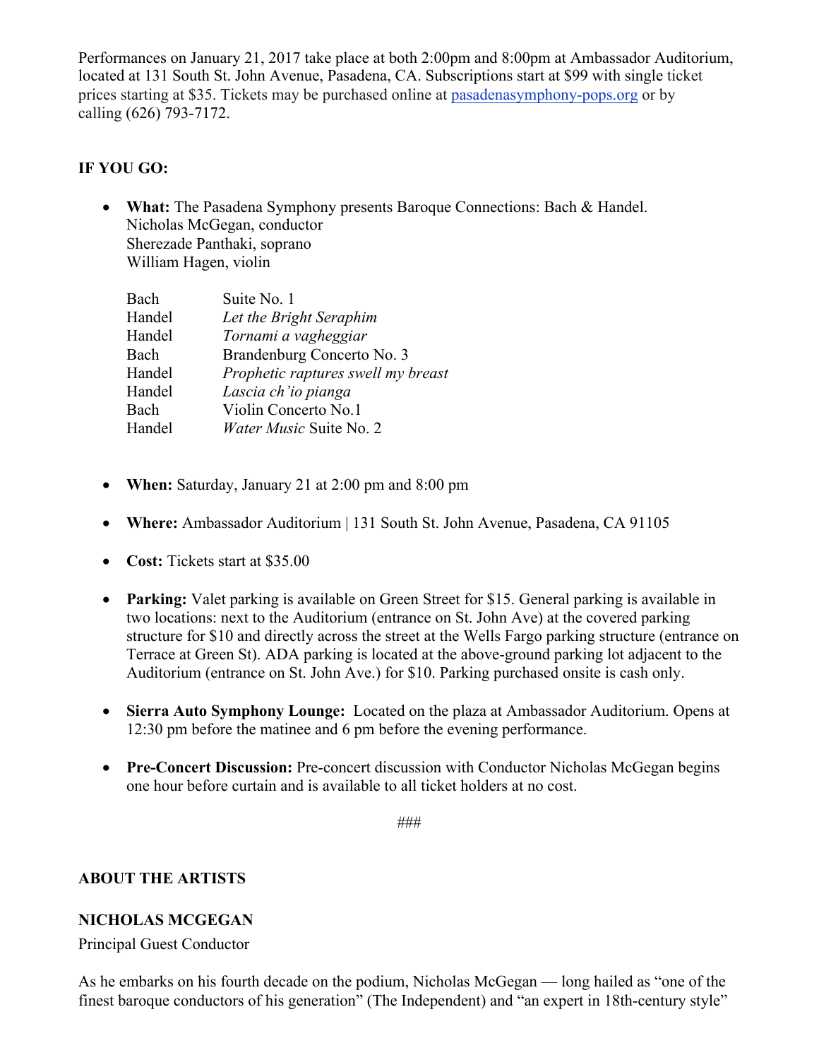Performances on January 21, 2017 take place at both 2:00pm and 8:00pm at Ambassador Auditorium, located at 131 South St. John Avenue, Pasadena, CA. Subscriptions start at $99 with single ticket prices starting at $35. Tickets may be purchased online at [pasadenasymphony-pops.org](pasadenasymphony-pops.org) or by calling (626) 793-7172.

**IF YOU GO:**

- **What:** The Pasadena Symphony presents Baroque Connections: Bach & Handel.
  Nicholas McGegan, conductor
  Sherezade Panthaki, soprano
  William Hagen, violin

| | |
|---|---|
| Bach | Suite No. 1 |
| Handel | *Let the Bright Seraphim* |
| Handel | *Tornami a vagheggiar* |
| Bach | Brandenburg Concerto No. 3 |
| Handel | *Prophetic raptures swell my breast* |
| Handel | *Lascia ch'io pianga* |
| Bach | Violin Concerto No.1 |
| Handel | *Water Music* Suite No. 2 |

- **When:** Saturday, January 21 at 2:00 pm and 8:00 pm
- **Where:** Ambassador Auditorium | 131 South St. John Avenue, Pasadena, CA 91105
- **Cost:** Tickets start at $35.00
- **Parking:** Valet parking is available on Green Street for $15. General parking is available in two locations: next to the Auditorium (entrance on St. John Ave) at the covered parking structure for $10 and directly across the street at the Wells Fargo parking structure (entrance on Terrace at Green St). ADA parking is located at the above-ground parking lot adjacent to the Auditorium (entrance on St. John Ave.) for $10. Parking purchased onsite is cash only.
- **Sierra Auto Symphony Lounge:** Located on the plaza at Ambassador Auditorium. Opens at 12:30 pm before the matinee and 6 pm before the evening performance.
- **Pre-Concert Discussion:** Pre-concert discussion with Conductor Nicholas McGegan begins one hour before curtain and is available to all ticket holders at no cost.

###

## ABOUT THE ARTISTS

### NICHOLAS MCGEGAN

Principal Guest Conductor

As he embarks on his fourth decade on the podium, Nicholas McGegan — long hailed as "one of the finest baroque conductors of his generation" (The Independent) and "an expert in 18th-century style"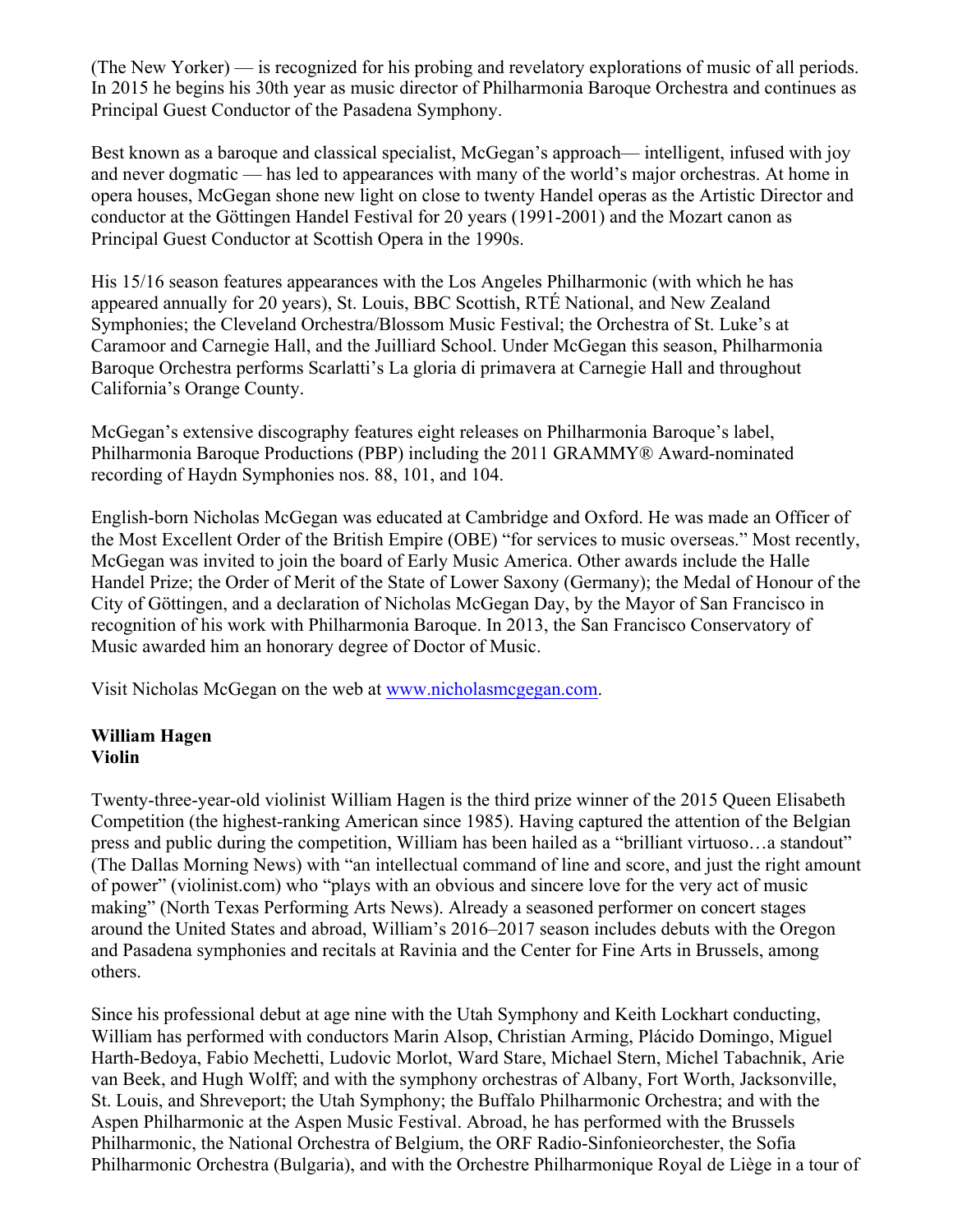(The New Yorker) — is recognized for his probing and revelatory explorations of music of all periods. In 2015 he begins his 30th year as music director of Philharmonia Baroque Orchestra and continues as Principal Guest Conductor of the Pasadena Symphony.

Best known as a baroque and classical specialist, McGegan's approach— intelligent, infused with joy and never dogmatic — has led to appearances with many of the world's major orchestras. At home in opera houses, McGegan shone new light on close to twenty Handel operas as the Artistic Director and conductor at the Göttingen Handel Festival for 20 years (1991-2001) and the Mozart canon as Principal Guest Conductor at Scottish Opera in the 1990s.

His 15/16 season features appearances with the Los Angeles Philharmonic (with which he has appeared annually for 20 years), St. Louis, BBC Scottish, RTÉ National, and New Zealand Symphonies; the Cleveland Orchestra/Blossom Music Festival; the Orchestra of St. Luke's at Caramoor and Carnegie Hall, and the Juilliard School. Under McGegan this season, Philharmonia Baroque Orchestra performs Scarlatti's La gloria di primavera at Carnegie Hall and throughout California's Orange County.

McGegan's extensive discography features eight releases on Philharmonia Baroque's label, Philharmonia Baroque Productions (PBP) including the 2011 GRAMMY® Award-nominated recording of Haydn Symphonies nos. 88, 101, and 104.

English-born Nicholas McGegan was educated at Cambridge and Oxford. He was made an Officer of the Most Excellent Order of the British Empire (OBE) "for services to music overseas." Most recently, McGegan was invited to join the board of Early Music America. Other awards include the Halle Handel Prize; the Order of Merit of the State of Lower Saxony (Germany); the Medal of Honour of the City of Göttingen, and a declaration of Nicholas McGegan Day, by the Mayor of San Francisco in recognition of his work with Philharmonia Baroque. In 2013, the San Francisco Conservatory of Music awarded him an honorary degree of Doctor of Music.

Visit Nicholas McGegan on the web at [www.nicholasmcgegan.com](http://www.nicholasmcgegan.com).

**William Hagen**
**Violin**

Twenty-three-year-old violinist William Hagen is the third prize winner of the 2015 Queen Elisabeth Competition (the highest-ranking American since 1985). Having captured the attention of the Belgian press and public during the competition, William has been hailed as a "brilliant virtuoso…a standout" (The Dallas Morning News) with "an intellectual command of line and score, and just the right amount of power" (violinist.com) who "plays with an obvious and sincere love for the very act of music making" (North Texas Performing Arts News). Already a seasoned performer on concert stages around the United States and abroad, William's 2016–2017 season includes debuts with the Oregon and Pasadena symphonies and recitals at Ravinia and the Center for Fine Arts in Brussels, among others.

Since his professional debut at age nine with the Utah Symphony and Keith Lockhart conducting, William has performed with conductors Marin Alsop, Christian Arming, Plácido Domingo, Miguel Harth-Bedoya, Fabio Mechetti, Ludovic Morlot, Ward Stare, Michael Stern, Michel Tabachnik, Arie van Beek, and Hugh Wolff; and with the symphony orchestras of Albany, Fort Worth, Jacksonville, St. Louis, and Shreveport; the Utah Symphony; the Buffalo Philharmonic Orchestra; and with the Aspen Philharmonic at the Aspen Music Festival. Abroad, he has performed with the Brussels Philharmonic, the National Orchestra of Belgium, the ORF Radio-Sinfonieorchester, the Sofia Philharmonic Orchestra (Bulgaria), and with the Orchestre Philharmonique Royal de Liège in a tour of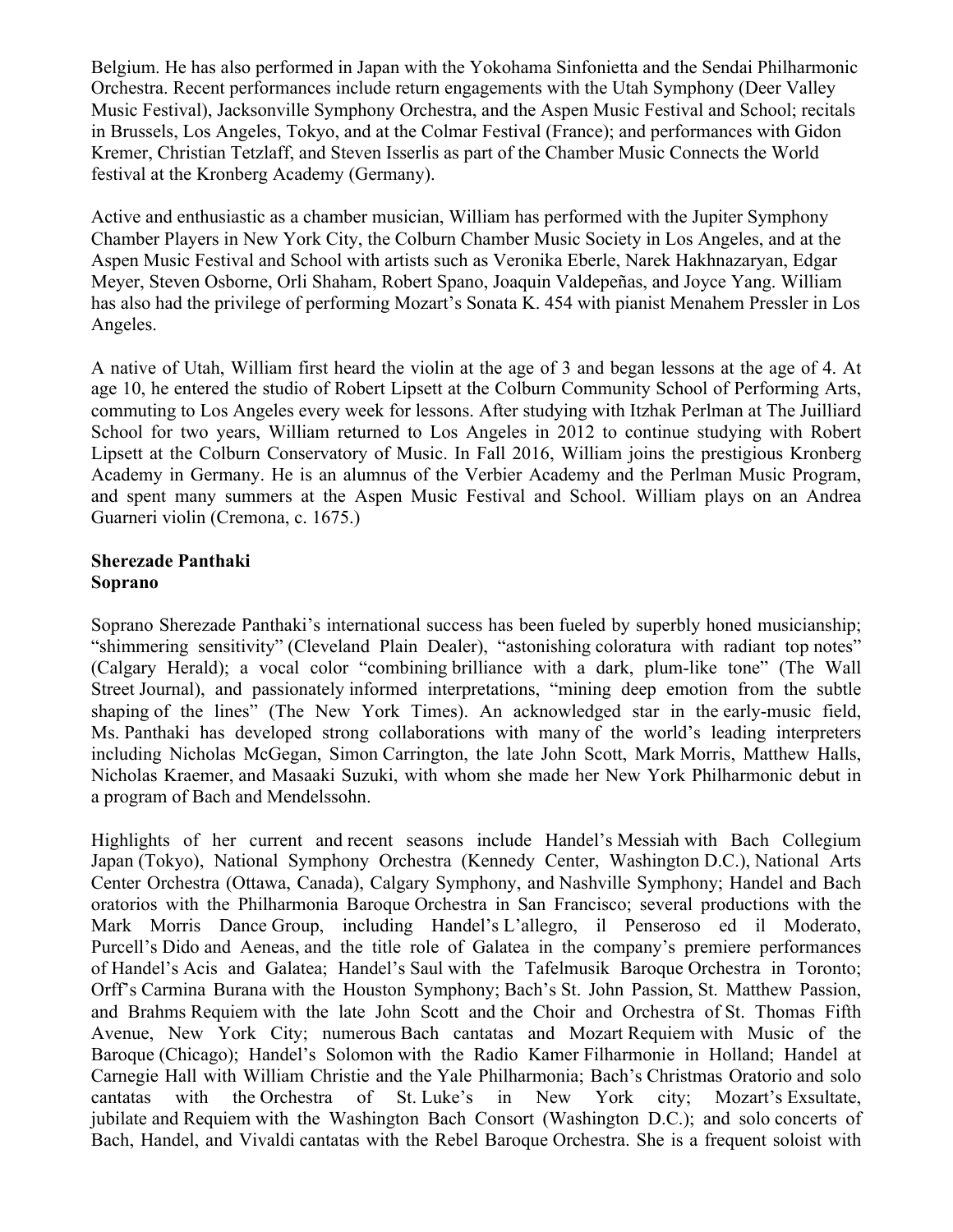Belgium. He has also performed in Japan with the Yokohama Sinfonietta and the Sendai Philharmonic Orchestra. Recent performances include return engagements with the Utah Symphony (Deer Valley Music Festival), Jacksonville Symphony Orchestra, and the Aspen Music Festival and School; recitals in Brussels, Los Angeles, Tokyo, and at the Colmar Festival (France); and performances with Gidon Kremer, Christian Tetzlaff, and Steven Isserlis as part of the Chamber Music Connects the World festival at the Kronberg Academy (Germany).

Active and enthusiastic as a chamber musician, William has performed with the Jupiter Symphony Chamber Players in New York City, the Colburn Chamber Music Society in Los Angeles, and at the Aspen Music Festival and School with artists such as Veronika Eberle, Narek Hakhnazaryan, Edgar Meyer, Steven Osborne, Orli Shaham, Robert Spano, Joaquin Valdepeñas, and Joyce Yang. William has also had the privilege of performing Mozart's Sonata K. 454 with pianist Menahem Pressler in Los Angeles.

A native of Utah, William first heard the violin at the age of 3 and began lessons at the age of 4. At age 10, he entered the studio of Robert Lipsett at the Colburn Community School of Performing Arts, commuting to Los Angeles every week for lessons. After studying with Itzhak Perlman at The Juilliard School for two years, William returned to Los Angeles in 2012 to continue studying with Robert Lipsett at the Colburn Conservatory of Music. In Fall 2016, William joins the prestigious Kronberg Academy in Germany. He is an alumnus of the Verbier Academy and the Perlman Music Program, and spent many summers at the Aspen Music Festival and School. William plays on an Andrea Guarneri violin (Cremona, c. 1675.)

**Sherezade Panthaki**
**Soprano**

Soprano Sherezade Panthaki's international success has been fueled by superbly honed musicianship; "shimmering sensitivity" (Cleveland Plain Dealer), "astonishing coloratura with radiant top notes" (Calgary Herald); a vocal color "combining brilliance with a dark, plum-like tone" (The Wall Street Journal), and passionately informed interpretations, "mining deep emotion from the subtle shaping of the lines" (The New York Times). An acknowledged star in the early-music field, Ms. Panthaki has developed strong collaborations with many of the world's leading interpreters including Nicholas McGegan, Simon Carrington, the late John Scott, Mark Morris, Matthew Halls, Nicholas Kraemer, and Masaaki Suzuki, with whom she made her New York Philharmonic debut in a program of Bach and Mendelssohn.

Highlights of her current and recent seasons include Handel's Messiah with Bach Collegium Japan (Tokyo), National Symphony Orchestra (Kennedy Center, Washington D.C.), National Arts Center Orchestra (Ottawa, Canada), Calgary Symphony, and Nashville Symphony; Handel and Bach oratorios with the Philharmonia Baroque Orchestra in San Francisco; several productions with the Mark Morris Dance Group, including Handel's L'allegro, il Penseroso ed il Moderato, Purcell's Dido and Aeneas, and the title role of Galatea in the company's premiere performances of Handel's Acis and Galatea; Handel's Saul with the Tafelmusik Baroque Orchestra in Toronto; Orff's Carmina Burana with the Houston Symphony; Bach's St. John Passion, St. Matthew Passion, and Brahms Requiem with the late John Scott and the Choir and Orchestra of St. Thomas Fifth Avenue, New York City; numerous Bach cantatas and Mozart Requiem with Music of the Baroque (Chicago); Handel's Solomon with the Radio Kamer Filharmonie in Holland; Handel at Carnegie Hall with William Christie and the Yale Philharmonia; Bach's Christmas Oratorio and solo cantatas with the Orchestra of St. Luke's in New York city; Mozart's Exsultate, jubilate and Requiem with the Washington Bach Consort (Washington D.C.); and solo concerts of Bach, Handel, and Vivaldi cantatas with the Rebel Baroque Orchestra. She is a frequent soloist with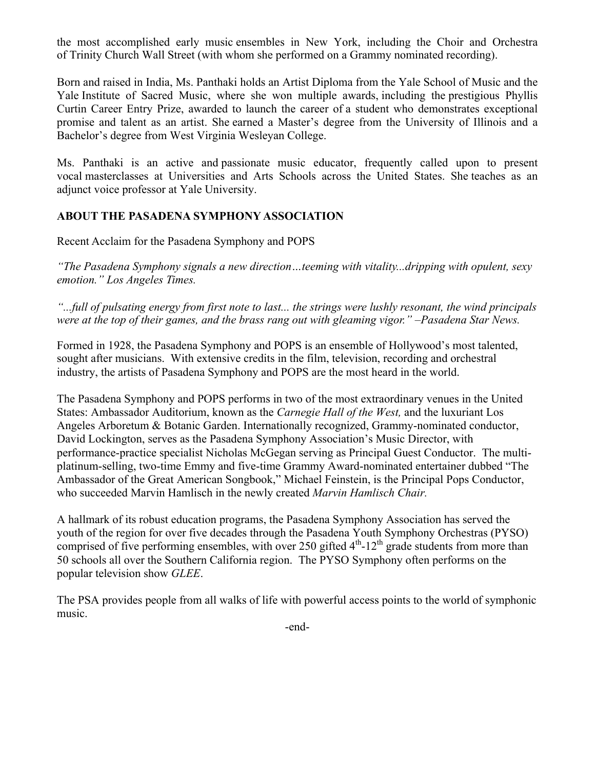the most accomplished early music ensembles in New York, including the Choir and Orchestra of Trinity Church Wall Street (with whom she performed on a Grammy nominated recording).

Born and raised in India, Ms. Panthaki holds an Artist Diploma from the Yale School of Music and the Yale Institute of Sacred Music, where she won multiple awards, including the prestigious Phyllis Curtin Career Entry Prize, awarded to launch the career of a student who demonstrates exceptional promise and talent as an artist. She earned a Master's degree from the University of Illinois and a Bachelor's degree from West Virginia Wesleyan College.

Ms. Panthaki is an active and passionate music educator, frequently called upon to present vocal masterclasses at Universities and Arts Schools across the United States. She teaches as an adjunct voice professor at Yale University.

**ABOUT THE PASADENA SYMPHONY ASSOCIATION**

Recent Acclaim for the Pasadena Symphony and POPS

*"The Pasadena Symphony signals a new direction…teeming with vitality...dripping with opulent, sexy emotion." Los Angeles Times.*

*"...full of pulsating energy from first note to last... the strings were lushly resonant, the wind principals were at the top of their games, and the brass rang out with gleaming vigor." –Pasadena Star News.*

Formed in 1928, the Pasadena Symphony and POPS is an ensemble of Hollywood's most talented, sought after musicians. With extensive credits in the film, television, recording and orchestral industry, the artists of Pasadena Symphony and POPS are the most heard in the world.

The Pasadena Symphony and POPS performs in two of the most extraordinary venues in the United States: Ambassador Auditorium, known as the *Carnegie Hall of the West,* and the luxuriant Los Angeles Arboretum & Botanic Garden. Internationally recognized, Grammy-nominated conductor, David Lockington, serves as the Pasadena Symphony Association's Music Director, with performance-practice specialist Nicholas McGegan serving as Principal Guest Conductor. The multi-platinum-selling, two-time Emmy and five-time Grammy Award-nominated entertainer dubbed "The Ambassador of the Great American Songbook," Michael Feinstein, is the Principal Pops Conductor, who succeeded Marvin Hamlisch in the newly created *Marvin Hamlisch Chair.*

A hallmark of its robust education programs, the Pasadena Symphony Association has served the youth of the region for over five decades through the Pasadena Youth Symphony Orchestras (PYSO) comprised of five performing ensembles, with over 250 gifted 4th-12th grade students from more than 50 schools all over the Southern California region. The PYSO Symphony often performs on the popular television show *GLEE*.

The PSA provides people from all walks of life with powerful access points to the world of symphonic music.

-end-